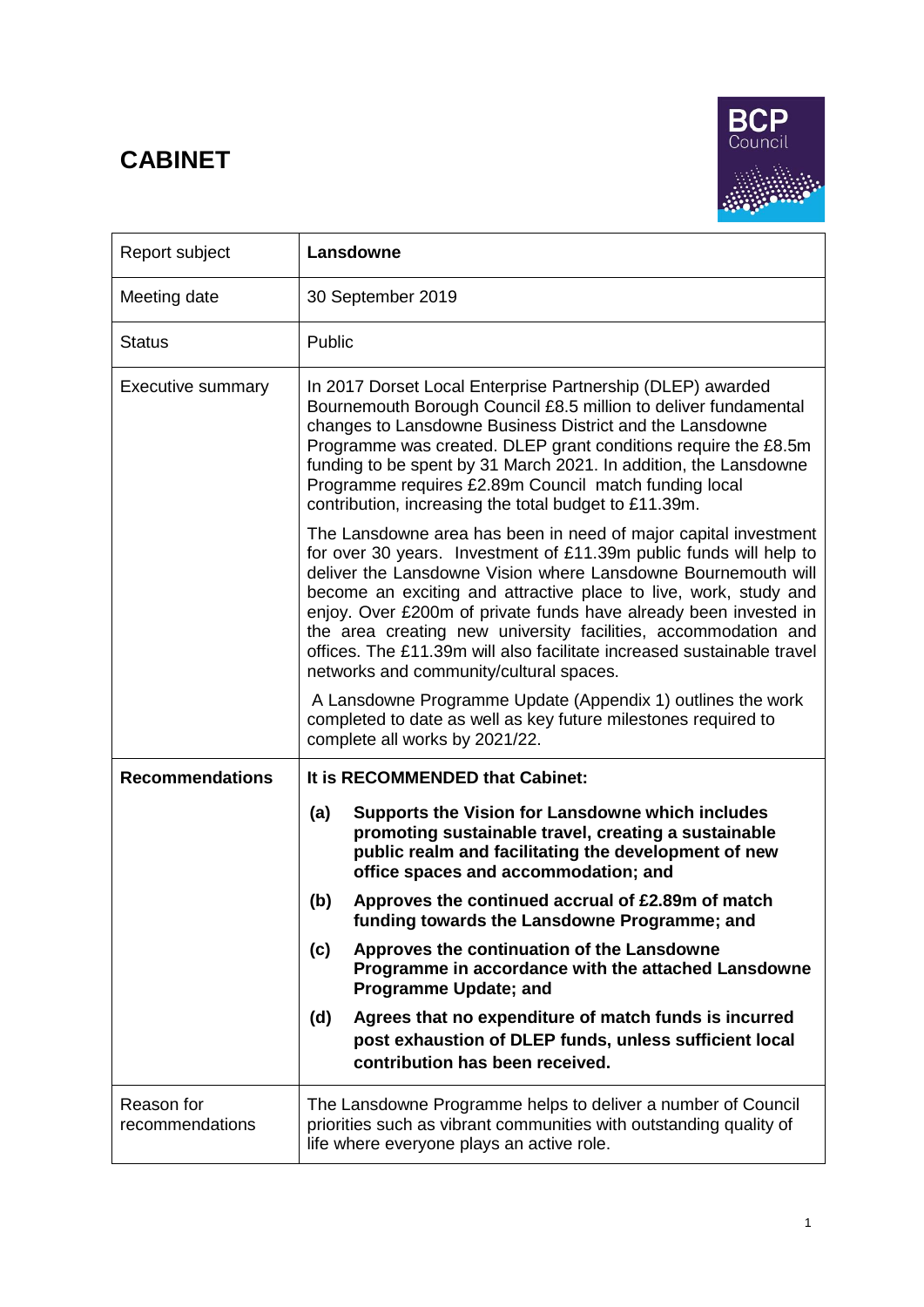# CABINET

| Report subject | **Lansdowne** |
| --- | --- |
| Meeting date | 30 September 2019 |
| Status | Public |
| Executive summary | In 2017 Dorset Local Enterprise Partnership (DLEP) awarded Bournemouth Borough Council £8.5 million to deliver fundamental changes to Lansdowne Business District and the Lansdowne Programme was created. DLEP grant conditions require the £8.5m funding to be spent by 31 March 2021. In addition, the Lansdowne Programme requires £2.89m Council match funding local contribution, increasing the total budget to £11.39m.<br><br>The Lansdowne area has been in need of major capital investment for over 30 years. Investment of £11.39m public funds will help to deliver the Lansdowne Vision where Lansdowne Bournemouth will become an exciting and attractive place to live, work, study and enjoy. Over £200m of private funds have already been invested in the area creating new university facilities, accommodation and offices. The £11.39m will also facilitate increased sustainable travel networks and community/cultural spaces.<br><br>A Lansdowne Programme Update (Appendix 1) outlines the work completed to date as well as key future milestones required to complete all works by 2021/22. |
| **Recommendations** | **It is RECOMMENDED that Cabinet:**<br><br>**(a) Supports the Vision for Lansdowne which includes promoting sustainable travel, creating a sustainable public realm and facilitating the development of new office spaces and accommodation; and**<br><br>**(b) Approves the continued accrual of £2.89m of match funding towards the Lansdowne Programme; and**<br><br>**(c) Approves the continuation of the Lansdowne Programme in accordance with the attached Lansdowne Programme Update; and**<br><br>**(d) Agrees that no expenditure of match funds is incurred post exhaustion of DLEP funds, unless sufficient local contribution has been received.** |
| Reason for recommendations | The Lansdowne Programme helps to deliver a number of Council priorities such as vibrant communities with outstanding quality of life where everyone plays an active role. |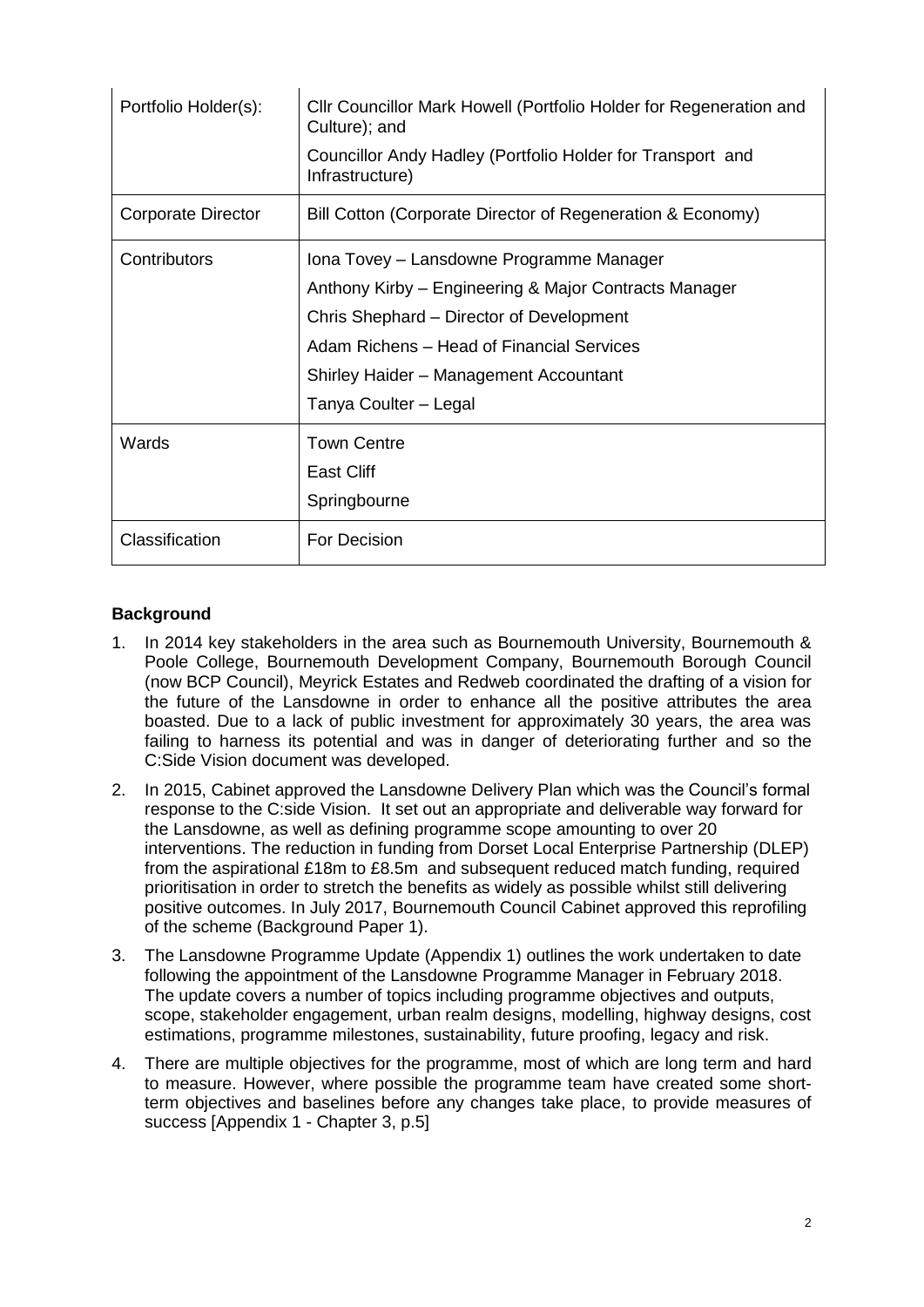| Portfolio Holder(s): | Cllr Councillor Mark Howell (Portfolio Holder for Regeneration and Culture); and<br>Councillor Andy Hadley (Portfolio Holder for Transport and Infrastructure) |
|---|---|
| Corporate Director | Bill Cotton (Corporate Director of Regeneration & Economy) |
| Contributors | Iona Tovey – Lansdowne Programme Manager<br>Anthony Kirby – Engineering & Major Contracts Manager<br>Chris Shephard – Director of Development<br>Adam Richens – Head of Financial Services<br>Shirley Haider – Management Accountant<br>Tanya Coulter – Legal |
| Wards | Town Centre<br>East Cliff<br>Springbourne |
| Classification | For Decision |

**Background**

1. In 2014 key stakeholders in the area such as Bournemouth University, Bournemouth & Poole College, Bournemouth Development Company, Bournemouth Borough Council (now BCP Council), Meyrick Estates and Redweb coordinated the drafting of a vision for the future of the Lansdowne in order to enhance all the positive attributes the area boasted. Due to a lack of public investment for approximately 30 years, the area was failing to harness its potential and was in danger of deteriorating further and so the C:Side Vision document was developed.
2. In 2015, Cabinet approved the Lansdowne Delivery Plan which was the Council's formal response to the C:side Vision. It set out an appropriate and deliverable way forward for the Lansdowne, as well as defining programme scope amounting to over 20 interventions. The reduction in funding from Dorset Local Enterprise Partnership (DLEP) from the aspirational £18m to £8.5m and subsequent reduced match funding, required prioritisation in order to stretch the benefits as widely as possible whilst still delivering positive outcomes. In July 2017, Bournemouth Council Cabinet approved this reprofiling of the scheme (Background Paper 1).
3. The Lansdowne Programme Update (Appendix 1) outlines the work undertaken to date following the appointment of the Lansdowne Programme Manager in February 2018. The update covers a number of topics including programme objectives and outputs, scope, stakeholder engagement, urban realm designs, modelling, highway designs, cost estimations, programme milestones, sustainability, future proofing, legacy and risk.
4. There are multiple objectives for the programme, most of which are long term and hard to measure. However, where possible the programme team have created some short-term objectives and baselines before any changes take place, to provide measures of success [Appendix 1 - Chapter 3, p.5]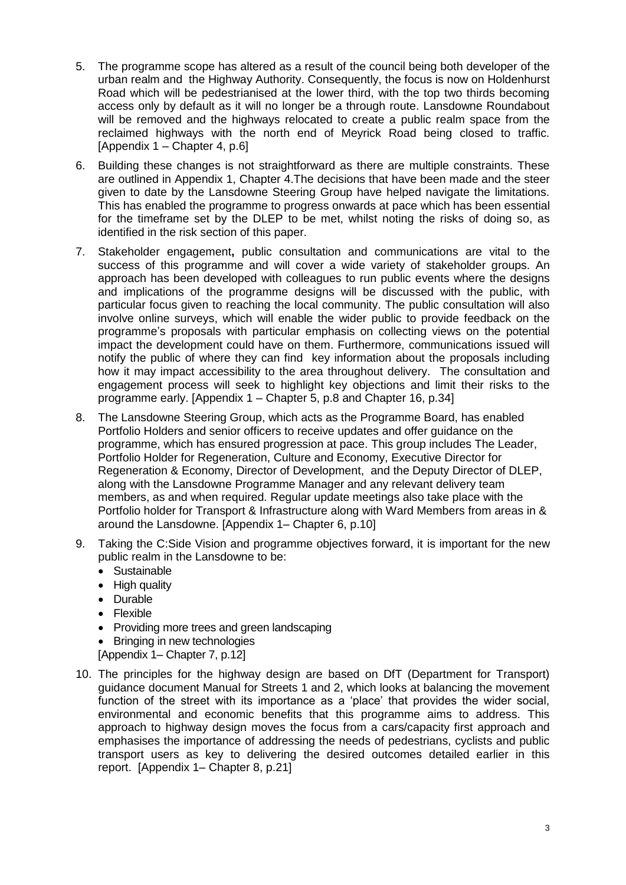5. The programme scope has altered as a result of the council being both developer of the urban realm and the Highway Authority. Consequently, the focus is now on Holdenhurst Road which will be pedestrianised at the lower third, with the top two thirds becoming access only by default as it will no longer be a through route. Lansdowne Roundabout will be removed and the highways relocated to create a public realm space from the reclaimed highways with the north end of Meyrick Road being closed to traffic. [Appendix 1 – Chapter 4, p.6]

6. Building these changes is not straightforward as there are multiple constraints. These are outlined in Appendix 1, Chapter 4.The decisions that have been made and the steer given to date by the Lansdowne Steering Group have helped navigate the limitations. This has enabled the programme to progress onwards at pace which has been essential for the timeframe set by the DLEP to be met, whilst noting the risks of doing so, as identified in the risk section of this paper.

7. Stakeholder engagement**,** public consultation and communications are vital to the success of this programme and will cover a wide variety of stakeholder groups. An approach has been developed with colleagues to run public events where the designs and implications of the programme designs will be discussed with the public, with particular focus given to reaching the local community. The public consultation will also involve online surveys, which will enable the wider public to provide feedback on the programme's proposals with particular emphasis on collecting views on the potential impact the development could have on them. Furthermore, communications issued will notify the public of where they can find key information about the proposals including how it may impact accessibility to the area throughout delivery. The consultation and engagement process will seek to highlight key objections and limit their risks to the programme early. [Appendix 1 – Chapter 5, p.8 and Chapter 16, p.34]

8. The Lansdowne Steering Group, which acts as the Programme Board, has enabled Portfolio Holders and senior officers to receive updates and offer guidance on the programme, which has ensured progression at pace. This group includes The Leader, Portfolio Holder for Regeneration, Culture and Economy, Executive Director for Regeneration & Economy, Director of Development, and the Deputy Director of DLEP, along with the Lansdowne Programme Manager and any relevant delivery team members, as and when required. Regular update meetings also take place with the Portfolio holder for Transport & Infrastructure along with Ward Members from areas in & around the Lansdowne. [Appendix 1– Chapter 6, p.10]

9. Taking the C:Side Vision and programme objectives forward, it is important for the new public realm in the Lansdowne to be:
   - Sustainable
   - High quality
   - Durable
   - Flexible
   - Providing more trees and green landscaping
   - Bringing in new technologies

   [Appendix 1– Chapter 7, p.12]

10. The principles for the highway design are based on DfT (Department for Transport) guidance document Manual for Streets 1 and 2, which looks at balancing the movement function of the street with its importance as a 'place' that provides the wider social, environmental and economic benefits that this programme aims to address. This approach to highway design moves the focus from a cars/capacity first approach and emphasises the importance of addressing the needs of pedestrians, cyclists and public transport users as key to delivering the desired outcomes detailed earlier in this report. [Appendix 1– Chapter 8, p.21]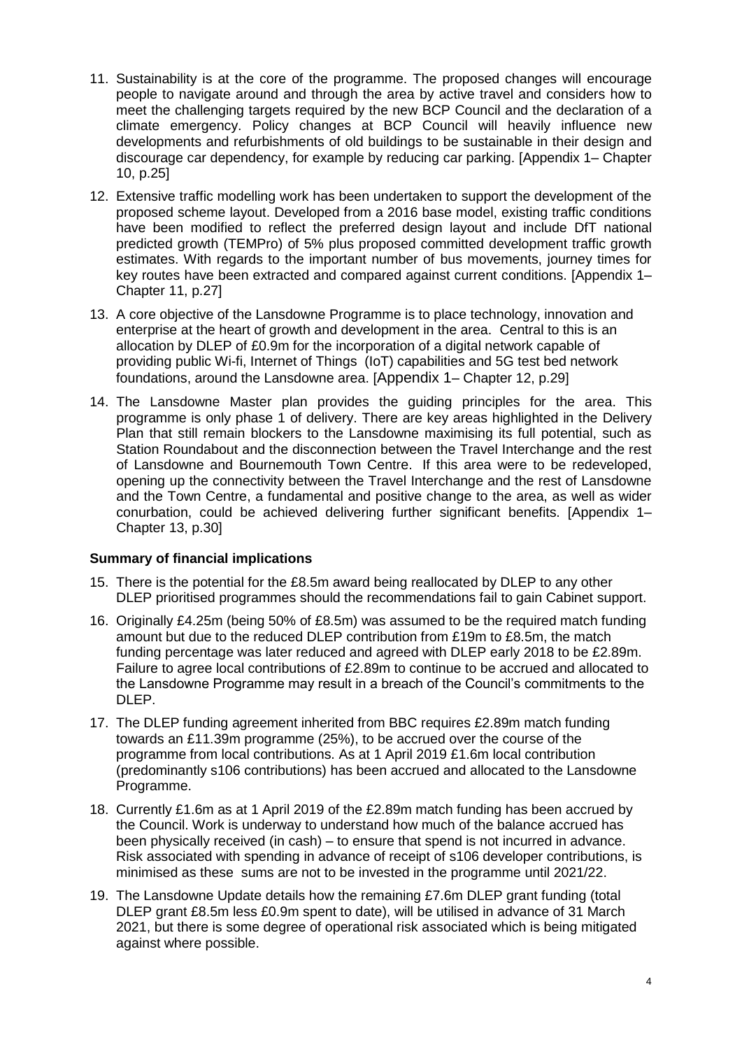11. Sustainability is at the core of the programme. The proposed changes will encourage people to navigate around and through the area by active travel and considers how to meet the challenging targets required by the new BCP Council and the declaration of a climate emergency. Policy changes at BCP Council will heavily influence new developments and refurbishments of old buildings to be sustainable in their design and discourage car dependency, for example by reducing car parking. [Appendix 1– Chapter 10, p.25]

12. Extensive traffic modelling work has been undertaken to support the development of the proposed scheme layout. Developed from a 2016 base model, existing traffic conditions have been modified to reflect the preferred design layout and include DfT national predicted growth (TEMPro) of 5% plus proposed committed development traffic growth estimates. With regards to the important number of bus movements, journey times for key routes have been extracted and compared against current conditions. [Appendix 1– Chapter 11, p.27]

13. A core objective of the Lansdowne Programme is to place technology, innovation and enterprise at the heart of growth and development in the area. Central to this is an allocation by DLEP of £0.9m for the incorporation of a digital network capable of providing public Wi-fi, Internet of Things (IoT) capabilities and 5G test bed network foundations, around the Lansdowne area. [Appendix 1– Chapter 12, p.29]

14. The Lansdowne Master plan provides the guiding principles for the area. This programme is only phase 1 of delivery. There are key areas highlighted in the Delivery Plan that still remain blockers to the Lansdowne maximising its full potential, such as Station Roundabout and the disconnection between the Travel Interchange and the rest of Lansdowne and Bournemouth Town Centre. If this area were to be redeveloped, opening up the connectivity between the Travel Interchange and the rest of Lansdowne and the Town Centre, a fundamental and positive change to the area, as well as wider conurbation, could be achieved delivering further significant benefits. [Appendix 1– Chapter 13, p.30]

**Summary of financial implications**

15. There is the potential for the £8.5m award being reallocated by DLEP to any other DLEP prioritised programmes should the recommendations fail to gain Cabinet support.

16. Originally £4.25m (being 50% of £8.5m) was assumed to be the required match funding amount but due to the reduced DLEP contribution from £19m to £8.5m, the match funding percentage was later reduced and agreed with DLEP early 2018 to be £2.89m. Failure to agree local contributions of £2.89m to continue to be accrued and allocated to the Lansdowne Programme may result in a breach of the Council's commitments to the DLEP.

17. The DLEP funding agreement inherited from BBC requires £2.89m match funding towards an £11.39m programme (25%), to be accrued over the course of the programme from local contributions. As at 1 April 2019 £1.6m local contribution (predominantly s106 contributions) has been accrued and allocated to the Lansdowne Programme.

18. Currently £1.6m as at 1 April 2019 of the £2.89m match funding has been accrued by the Council. Work is underway to understand how much of the balance accrued has been physically received (in cash) – to ensure that spend is not incurred in advance. Risk associated with spending in advance of receipt of s106 developer contributions, is minimised as these sums are not to be invested in the programme until 2021/22.

19. The Lansdowne Update details how the remaining £7.6m DLEP grant funding (total DLEP grant £8.5m less £0.9m spent to date), will be utilised in advance of 31 March 2021, but there is some degree of operational risk associated which is being mitigated against where possible.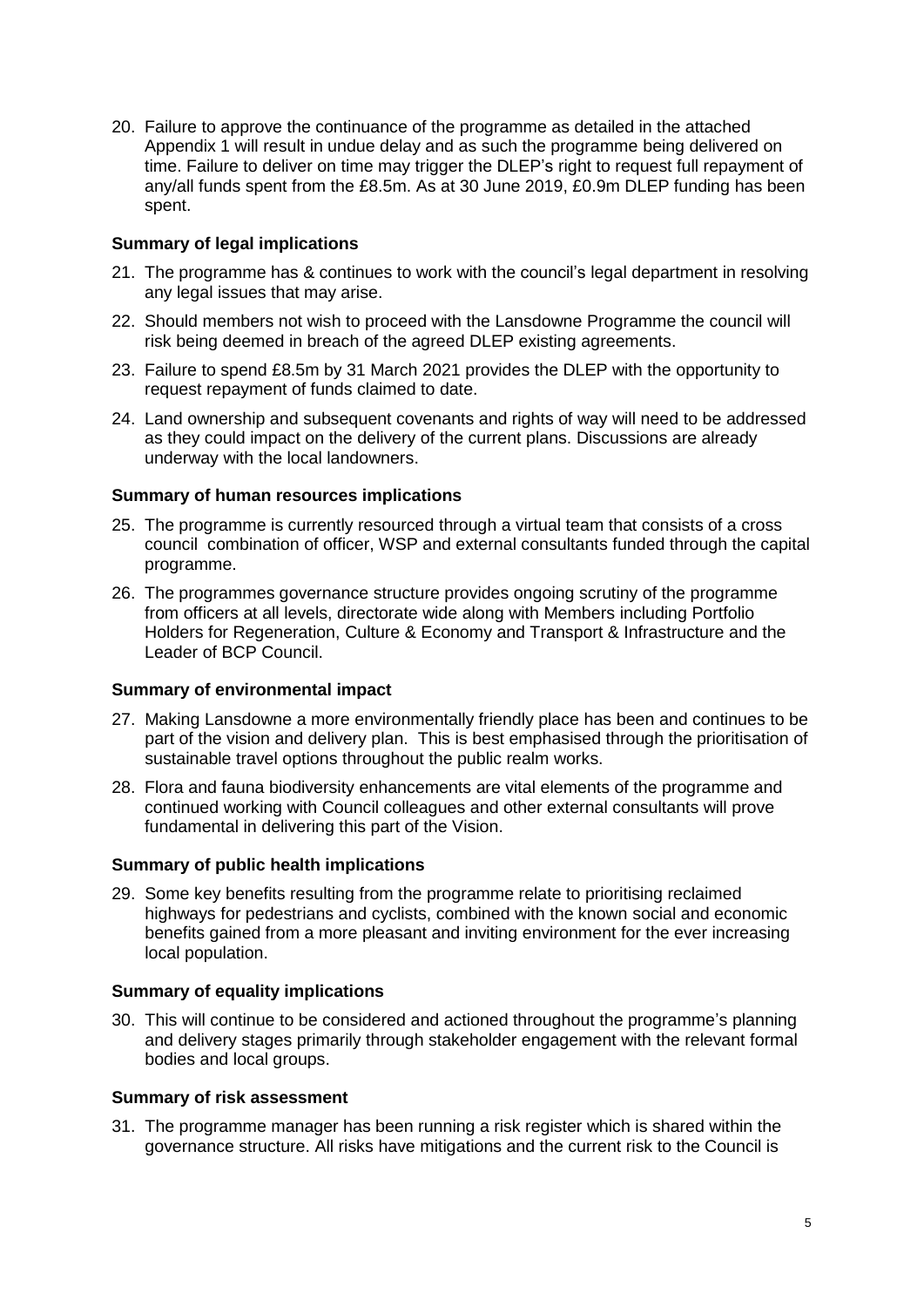20. Failure to approve the continuance of the programme as detailed in the attached Appendix 1 will result in undue delay and as such the programme being delivered on time. Failure to deliver on time may trigger the DLEP's right to request full repayment of any/all funds spent from the £8.5m. As at 30 June 2019, £0.9m DLEP funding has been spent.

**Summary of legal implications**

21. The programme has & continues to work with the council's legal department in resolving any legal issues that may arise.
22. Should members not wish to proceed with the Lansdowne Programme the council will risk being deemed in breach of the agreed DLEP existing agreements.
23. Failure to spend £8.5m by 31 March 2021 provides the DLEP with the opportunity to request repayment of funds claimed to date.
24. Land ownership and subsequent covenants and rights of way will need to be addressed as they could impact on the delivery of the current plans. Discussions are already underway with the local landowners.

**Summary of human resources implications**

25. The programme is currently resourced through a virtual team that consists of a cross council combination of officer, WSP and external consultants funded through the capital programme.
26. The programmes governance structure provides ongoing scrutiny of the programme from officers at all levels, directorate wide along with Members including Portfolio Holders for Regeneration, Culture & Economy and Transport & Infrastructure and the Leader of BCP Council.

**Summary of environmental impact**

27. Making Lansdowne a more environmentally friendly place has been and continues to be part of the vision and delivery plan. This is best emphasised through the prioritisation of sustainable travel options throughout the public realm works.
28. Flora and fauna biodiversity enhancements are vital elements of the programme and continued working with Council colleagues and other external consultants will prove fundamental in delivering this part of the Vision.

**Summary of public health implications**

29. Some key benefits resulting from the programme relate to prioritising reclaimed highways for pedestrians and cyclists, combined with the known social and economic benefits gained from a more pleasant and inviting environment for the ever increasing local population.

**Summary of equality implications**

30. This will continue to be considered and actioned throughout the programme's planning and delivery stages primarily through stakeholder engagement with the relevant formal bodies and local groups.

**Summary of risk assessment**

31. The programme manager has been running a risk register which is shared within the governance structure. All risks have mitigations and the current risk to the Council is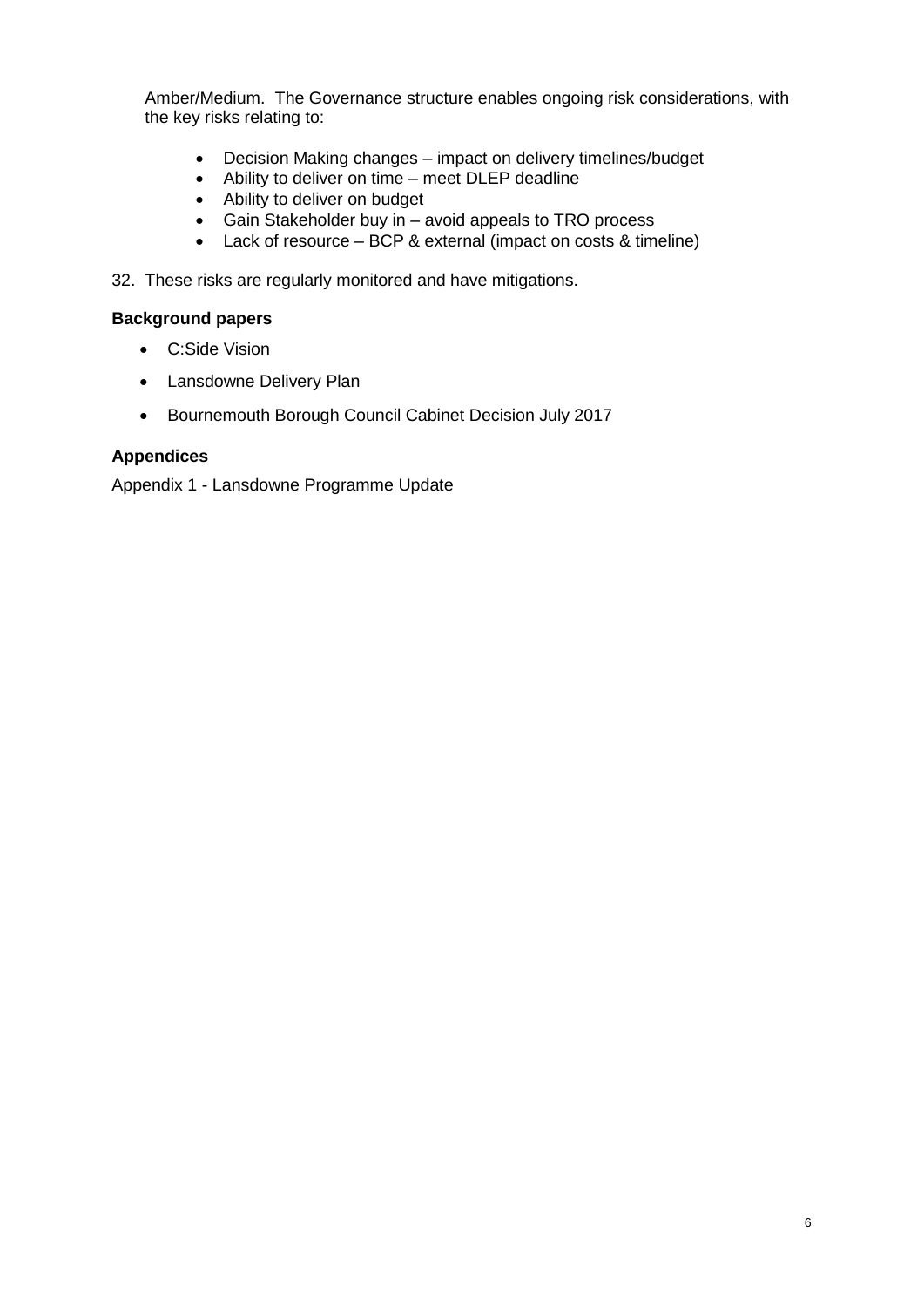Amber/Medium. The Governance structure enables ongoing risk considerations, with the key risks relating to:

- Decision Making changes – impact on delivery timelines/budget
- Ability to deliver on time – meet DLEP deadline
- Ability to deliver on budget
- Gain Stakeholder buy in – avoid appeals to TRO process
- Lack of resource – BCP & external (impact on costs & timeline)

32. These risks are regularly monitored and have mitigations.

**Background papers**

- C:Side Vision
- Lansdowne Delivery Plan
- Bournemouth Borough Council Cabinet Decision July 2017

**Appendices**

Appendix 1 - Lansdowne Programme Update